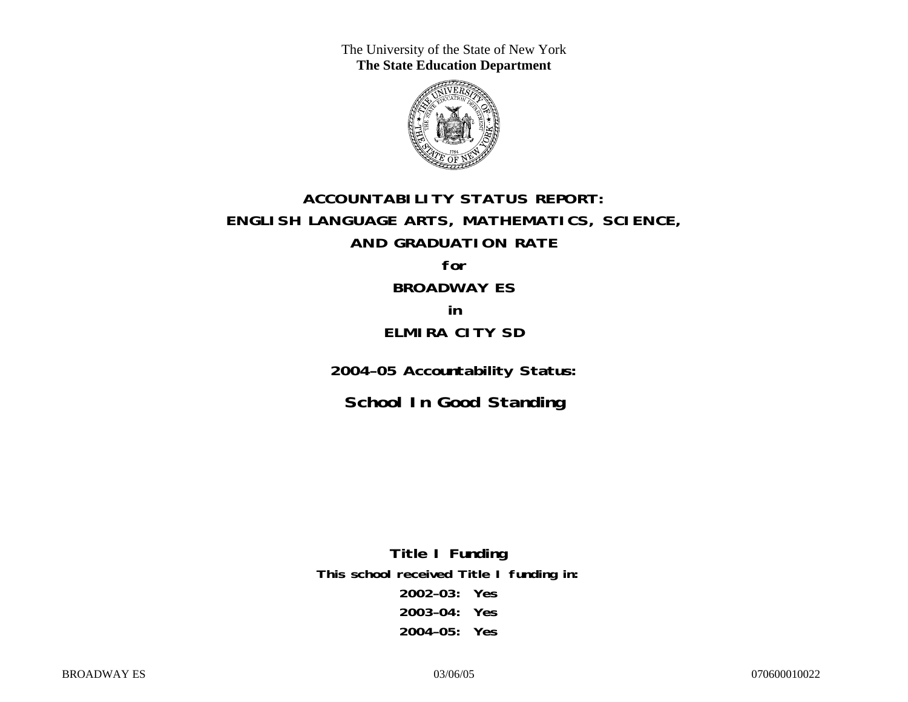The University of the State of New York
**The State Education Department**

# ACCOUNTABILITY STATUS REPORT:
# ENGLISH LANGUAGE ARTS, MATHEMATICS, SCIENCE,
# AND GRADUATION RATE

**for**

**BROADWAY ES**

**in**

**ELMIRA CITY SD**

**2004–05 Accountability Status:**

## School In Good Standing

**Title I Funding**

**This school received Title I funding in:**

**2002–03: Yes**

**2003–04: Yes**

**2004–05: Yes**

BROADWAY ES 03/06/05 070600010022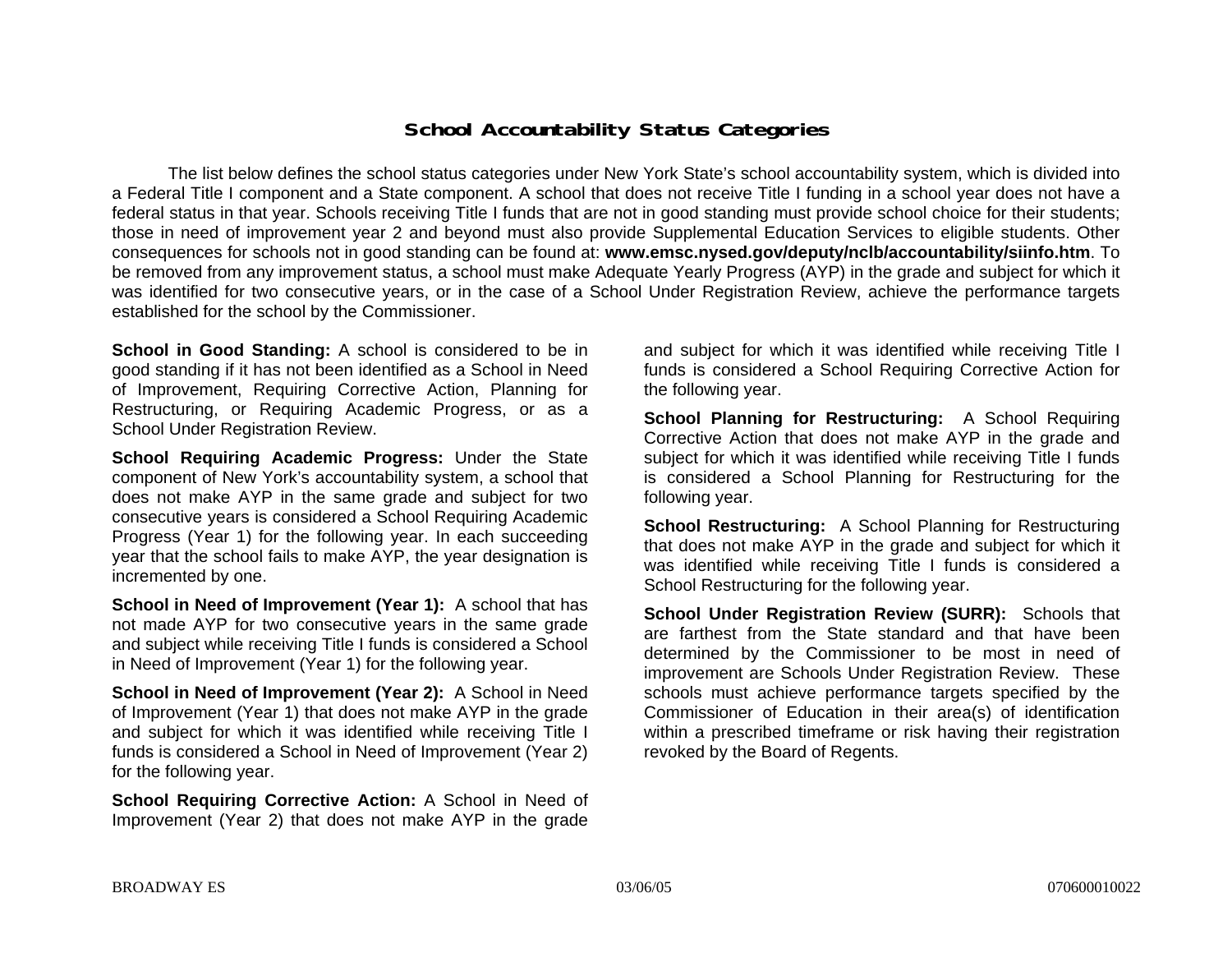# School Accountability Status Categories

The list below defines the school status categories under New York State's school accountability system, which is divided into a Federal Title I component and a State component. A school that does not receive Title I funding in a school year does not have a federal status in that year. Schools receiving Title I funds that are not in good standing must provide school choice for their students; those in need of improvement year 2 and beyond must also provide Supplemental Education Services to eligible students. Other consequences for schools not in good standing can be found at: **www.emsc.nysed.gov/deputy/nclb/accountability/siinfo.htm**. To be removed from any improvement status, a school must make Adequate Yearly Progress (AYP) in the grade and subject for which it was identified for two consecutive years, or in the case of a School Under Registration Review, achieve the performance targets established for the school by the Commissioner.

**School in Good Standing:** A school is considered to be in good standing if it has not been identified as a School in Need of Improvement, Requiring Corrective Action, Planning for Restructuring, or Requiring Academic Progress, or as a School Under Registration Review.

**School Requiring Academic Progress:** Under the State component of New York's accountability system, a school that does not make AYP in the same grade and subject for two consecutive years is considered a School Requiring Academic Progress (Year 1) for the following year. In each succeeding year that the school fails to make AYP, the year designation is incremented by one.

**School in Need of Improvement (Year 1):** A school that has not made AYP for two consecutive years in the same grade and subject while receiving Title I funds is considered a School in Need of Improvement (Year 1) for the following year.

**School in Need of Improvement (Year 2):** A School in Need of Improvement (Year 1) that does not make AYP in the grade and subject for which it was identified while receiving Title I funds is considered a School in Need of Improvement (Year 2) for the following year.

**School Requiring Corrective Action:** A School in Need of Improvement (Year 2) that does not make AYP in the grade and subject for which it was identified while receiving Title I funds is considered a School Requiring Corrective Action for the following year.

**School Planning for Restructuring:** A School Requiring Corrective Action that does not make AYP in the grade and subject for which it was identified while receiving Title I funds is considered a School Planning for Restructuring for the following year.

**School Restructuring:** A School Planning for Restructuring that does not make AYP in the grade and subject for which it was identified while receiving Title I funds is considered a School Restructuring for the following year.

**School Under Registration Review (SURR):** Schools that are farthest from the State standard and that have been determined by the Commissioner to be most in need of improvement are Schools Under Registration Review. These schools must achieve performance targets specified by the Commissioner of Education in their area(s) of identification within a prescribed timeframe or risk having their registration revoked by the Board of Regents.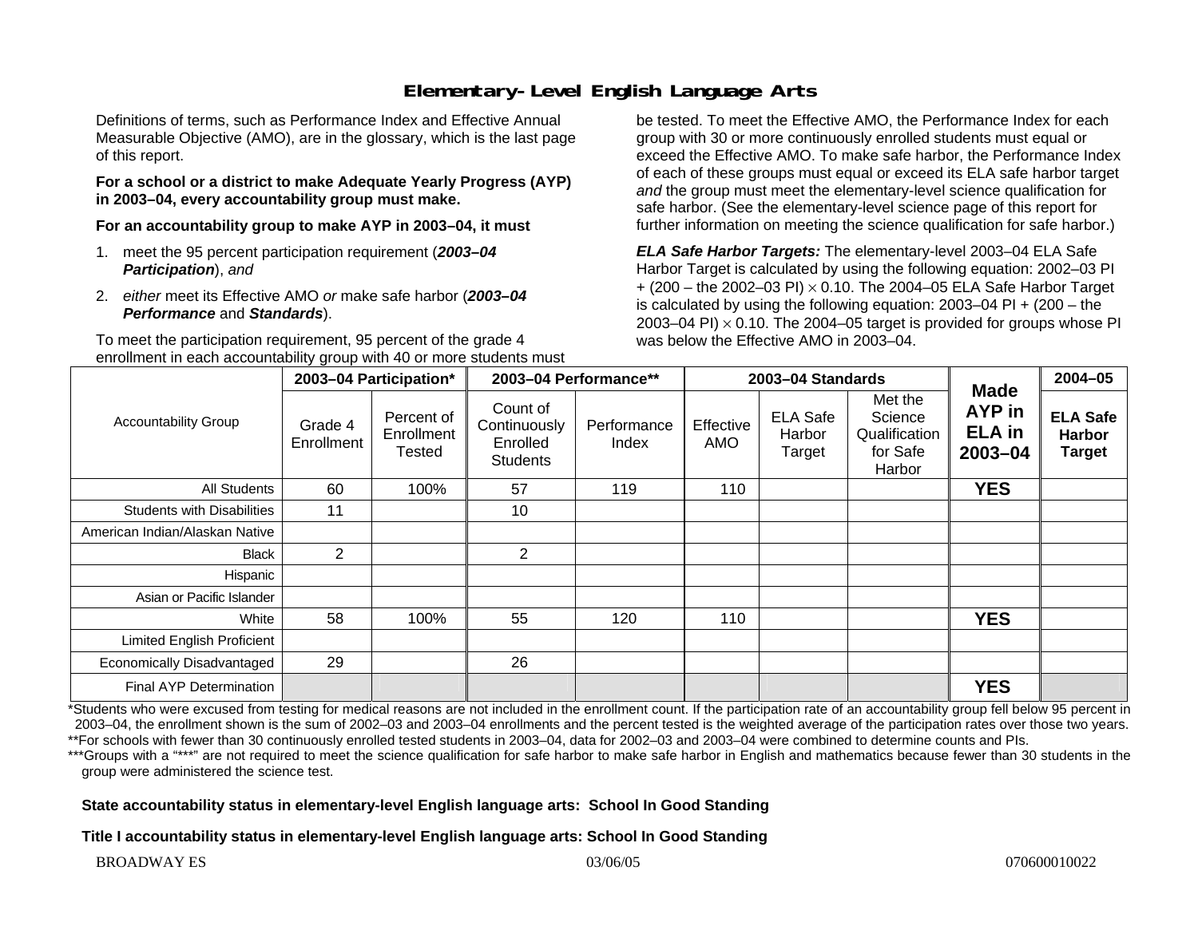# Elementary-Level English Language Arts

Definitions of terms, such as Performance Index and Effective Annual Measurable Objective (AMO), are in the glossary, which is the last page of this report.

**For a school or a district to make Adequate Yearly Progress (AYP) in 2003–04, every accountability group must make.**

**For an accountability group to make AYP in 2003–04, it must**

1. meet the 95 percent participation requirement (***2003–04 Participation***), *and*
2. *either* meet its Effective AMO *or* make safe harbor (***2003–04 Performance*** and ***Standards***).

To meet the participation requirement, 95 percent of the grade 4 enrollment in each accountability group with 40 or more students must be tested. To meet the Effective AMO, the Performance Index for each group with 30 or more continuously enrolled students must equal or exceed the Effective AMO. To make safe harbor, the Performance Index of each of these groups must equal or exceed its ELA safe harbor target *and* the group must meet the elementary-level science qualification for safe harbor. (See the elementary-level science page of this report for further information on meeting the science qualification for safe harbor.)

***ELA Safe Harbor Targets:*** The elementary-level 2003–04 ELA Safe Harbor Target is calculated by using the following equation: 2002–03 PI + (200 – the 2002–03 PI) $\times$ 0.10. The 2004–05 ELA Safe Harbor Target is calculated by using the following equation: 2003–04 PI + (200 – the 2003–04 PI) $\times$ 0.10. The 2004–05 target is provided for groups whose PI was below the Effective AMO in 2003–04.

| Accountability Group | 2003–04 Participation* | | 2003–04 Performance** | | 2003–04 Standards | | | Made AYP in ELA in 2003–04 | 2004–05 |
|---|---|---|---|---|---|---|---|---|---|
| | Grade 4 Enrollment | Percent of Enrollment Tested | Count of Continuously Enrolled Students | Performance Index | Effective AMO | ELA Safe Harbor Target | Met the Science Qualification for Safe Harbor | | ELA Safe Harbor Target |
| All Students | 60 | 100% | 57 | 119 | 110 | | | **YES** | |
| Students with Disabilities | 11 | | 10 | | | | | | |
| American Indian/Alaskan Native | | | | | | | | | |
| Black | 2 | | 2 | | | | | | |
| Hispanic | | | | | | | | | |
| Asian or Pacific Islander | | | | | | | | | |
| White | 58 | 100% | 55 | 120 | 110 | | | **YES** | |
| Limited English Proficient | | | | | | | | | |
| Economically Disadvantaged | 29 | | 26 | | | | | | |
| Final AYP Determination | | | | | | | | **YES** | |

*Students who were excused from testing for medical reasons are not included in the enrollment count. If the participation rate of an accountability group fell below 95 percent in 2003–04, the enrollment shown is the sum of 2002–03 and 2003–04 enrollments and the percent tested is the weighted average of the participation rates over those two years.
**For schools with fewer than 30 continuously enrolled tested students in 2003–04, data for 2002–03 and 2003–04 were combined to determine counts and PIs.
***Groups with a "***" are not required to meet the science qualification for safe harbor to make safe harbor in English and mathematics because fewer than 30 students in the group were administered the science test.

**State accountability status in elementary-level English language arts: School In Good Standing**

**Title I accountability status in elementary-level English language arts: School In Good Standing**

BROADWAY ES 03/06/05 070600010022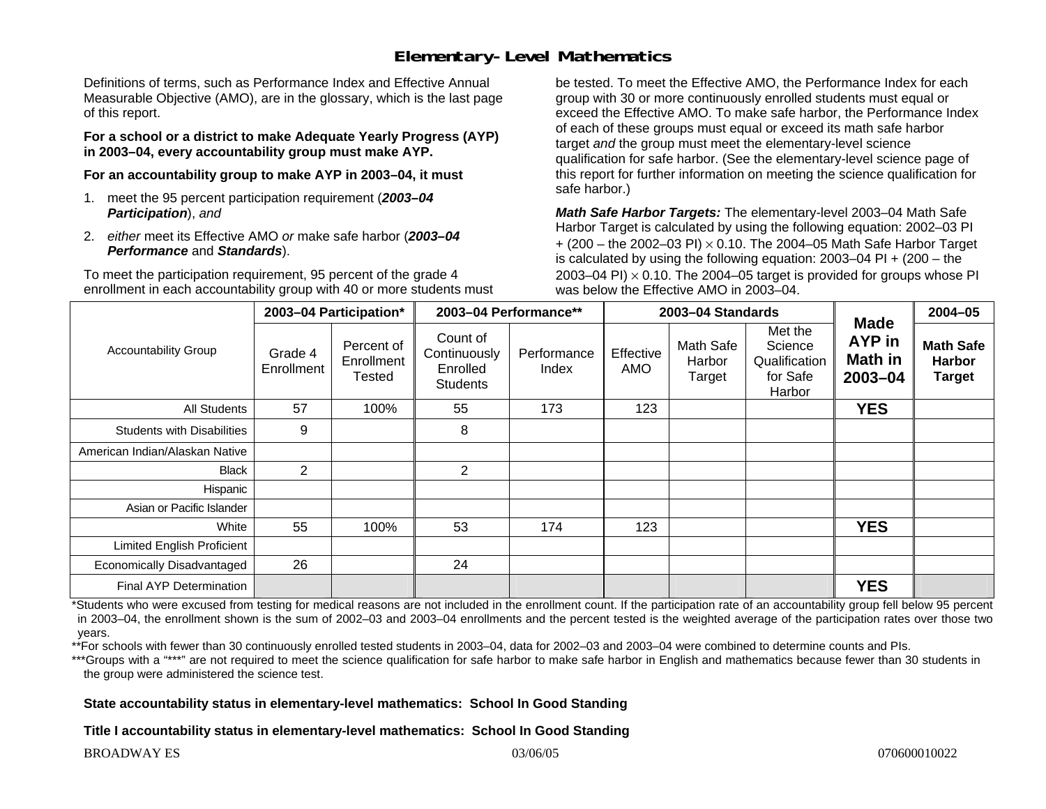# Elementary-Level Mathematics

Definitions of terms, such as Performance Index and Effective Annual Measurable Objective (AMO), are in the glossary, which is the last page of this report.

**For a school or a district to make Adequate Yearly Progress (AYP) in 2003–04, every accountability group must make AYP.**

**For an accountability group to make AYP in 2003–04, it must**

1. meet the 95 percent participation requirement (***2003–04 Participation***), *and*
2. *either* meet its Effective AMO *or* make safe harbor (***2003–04 Performance*** and ***Standards***).

To meet the participation requirement, 95 percent of the grade 4 enrollment in each accountability group with 40 or more students must be tested. To meet the Effective AMO, the Performance Index for each group with 30 or more continuously enrolled students must equal or exceed the Effective AMO. To make safe harbor, the Performance Index of each of these groups must equal or exceed its math safe harbor target *and* the group must meet the elementary-level science qualification for safe harbor. (See the elementary-level science page of this report for further information on meeting the science qualification for safe harbor.)

***Math Safe Harbor Targets:*** The elementary-level 2003–04 Math Safe Harbor Target is calculated by using the following equation: 2002–03 PI + (200 – the 2002–03 PI) $\times$ 0.10. The 2004–05 Math Safe Harbor Target is calculated by using the following equation: 2003–04 PI + (200 – the 2003–04 PI) $\times$ 0.10. The 2004–05 target is provided for groups whose PI was below the Effective AMO in 2003–04.

| Accountability Group | 2003–04 Participation* | | 2003–04 Performance** | | 2003–04 Standards | | | Made AYP in Math in 2003–04 | 2004–05 |
|---|---|---|---|---|---|---|---|---|---|
| | Grade 4 Enrollment | Percent of Enrollment Tested | Count of Continuously Enrolled Students | Performance Index | Effective AMO | Math Safe Harbor Target | Met the Science Qualification for Safe Harbor | | Math Safe Harbor Target |
| All Students | 57 | 100% | 55 | 173 | 123 | | | **YES** | |
| Students with Disabilities | 9 | | 8 | | | | | | |
| American Indian/Alaskan Native | | | | | | | | | |
| Black | 2 | | 2 | | | | | | |
| Hispanic | | | | | | | | | |
| Asian or Pacific Islander | | | | | | | | | |
| White | 55 | 100% | 53 | 174 | 123 | | | **YES** | |
| Limited English Proficient | | | | | | | | | |
| Economically Disadvantaged | 26 | | 24 | | | | | | |
| Final AYP Determination | | | | | | | | **YES** | |

*Students who were excused from testing for medical reasons are not included in the enrollment count. If the participation rate of an accountability group fell below 95 percent in 2003–04, the enrollment shown is the sum of 2002–03 and 2003–04 enrollments and the percent tested is the weighted average of the participation rates over those two years.

**For schools with fewer than 30 continuously enrolled tested students in 2003–04, data for 2002–03 and 2003–04 were combined to determine counts and PIs.

***Groups with a "***" are not required to meet the science qualification for safe harbor to make safe harbor in English and mathematics because fewer than 30 students in the group were administered the science test.

**State accountability status in elementary-level mathematics: School In Good Standing**

**Title I accountability status in elementary-level mathematics: School In Good Standing**

BROADWAY ES 03/06/05 070600010022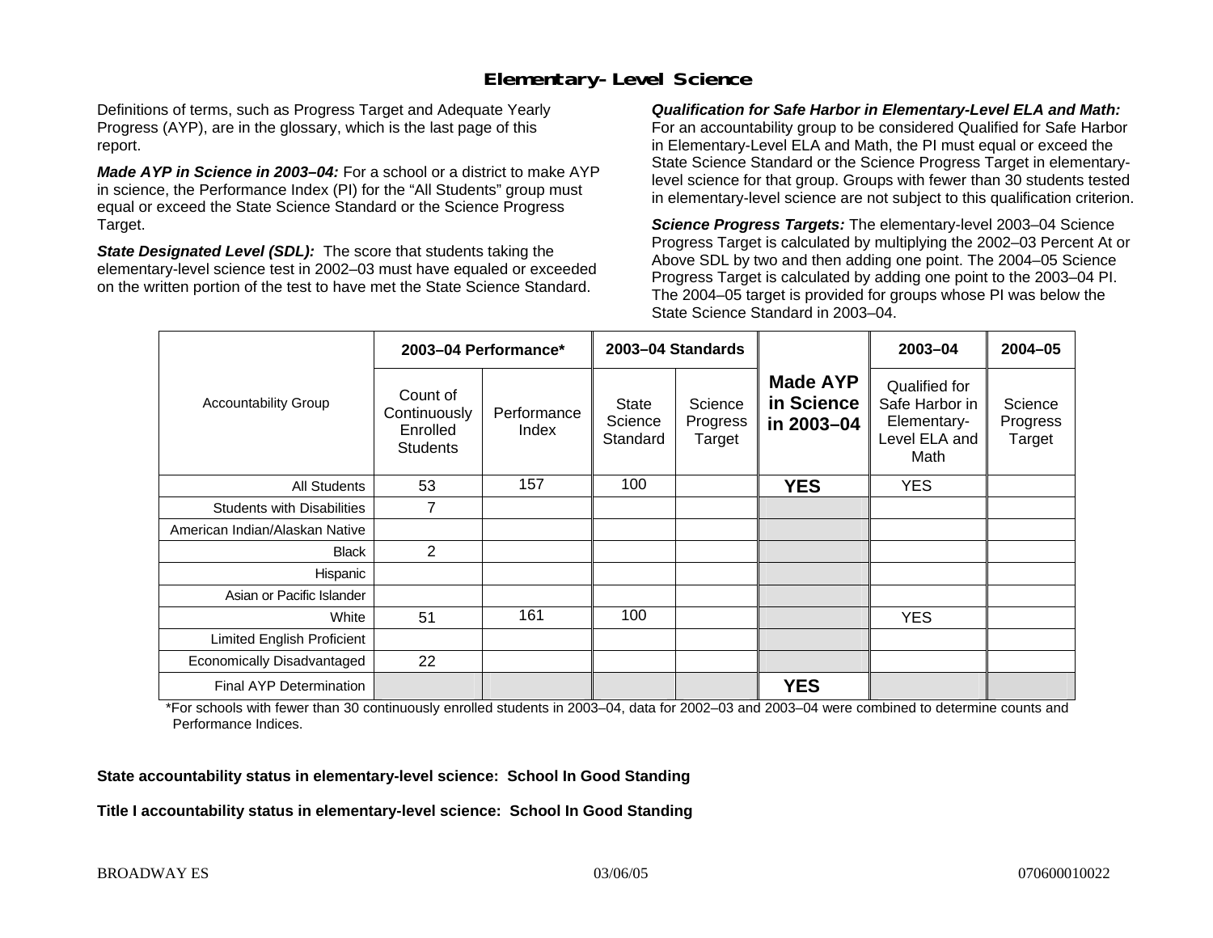# Elementary-Level Science

Definitions of terms, such as Progress Target and Adequate Yearly Progress (AYP), are in the glossary, which is the last page of this report.

***Made AYP in Science in 2003–04:*** For a school or a district to make AYP in science, the Performance Index (PI) for the "All Students" group must equal or exceed the State Science Standard or the Science Progress Target.

***State Designated Level (SDL):*** The score that students taking the elementary-level science test in 2002–03 must have equaled or exceeded on the written portion of the test to have met the State Science Standard.

***Qualification for Safe Harbor in Elementary-Level ELA and Math:*** For an accountability group to be considered Qualified for Safe Harbor in Elementary-Level ELA and Math, the PI must equal or exceed the State Science Standard or the Science Progress Target in elementary-level science for that group. Groups with fewer than 30 students tested in elementary-level science are not subject to this qualification criterion.

***Science Progress Targets:*** The elementary-level 2003–04 Science Progress Target is calculated by multiplying the 2002–03 Percent At or Above SDL by two and then adding one point. The 2004–05 Science Progress Target is calculated by adding one point to the 2003–04 PI. The 2004–05 target is provided for groups whose PI was below the State Science Standard in 2003–04.

| Accountability Group | 2003–04 Performance* | | 2003–04 Standards | | Made AYP in Science in 2003–04 | 2003–04 | 2004–05 |
|---|---|---|---|---|---|---|---|
| | Count of Continuously Enrolled Students | Performance Index | State Science Standard | Science Progress Target | | Qualified for Safe Harbor in Elementary-Level ELA and Math | Science Progress Target |
| All Students | 53 | 157 | 100 | | **YES** | YES | |
| Students with Disabilities | 7 | | | | | | |
| American Indian/Alaskan Native | | | | | | | |
| Black | 2 | | | | | | |
| Hispanic | | | | | | | |
| Asian or Pacific Islander | | | | | | | |
| White | 51 | 161 | 100 | | | YES | |
| Limited English Proficient | | | | | | | |
| Economically Disadvantaged | 22 | | | | | | |
| Final AYP Determination | | | | | **YES** | | |

*For schools with fewer than 30 continuously enrolled students in 2003–04, data for 2002–03 and 2003–04 were combined to determine counts and Performance Indices.

**State accountability status in elementary-level science: School In Good Standing**

**Title I accountability status in elementary-level science: School In Good Standing**

BROADWAY ES 03/06/05 070600010022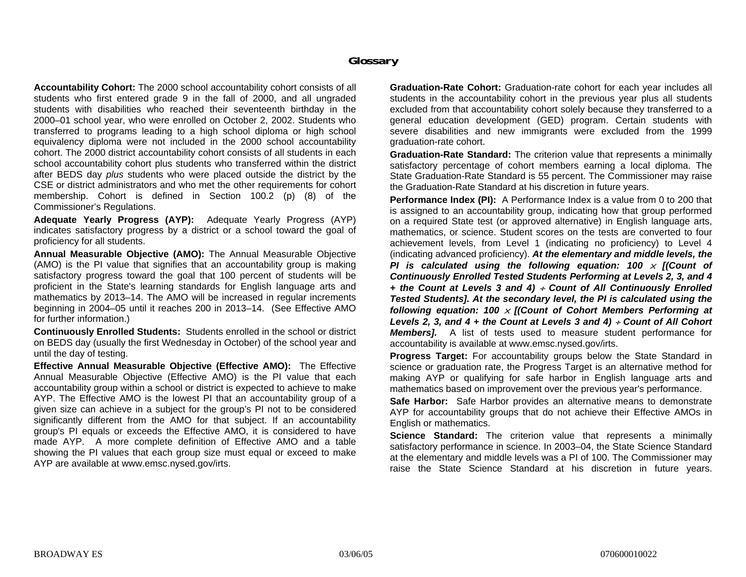# Glossary

**Accountability Cohort:** The 2000 school accountability cohort consists of all students who first entered grade 9 in the fall of 2000, and all ungraded students with disabilities who reached their seventeenth birthday in the 2000–01 school year, who were enrolled on October 2, 2002. Students who transferred to programs leading to a high school diploma or high school equivalency diploma were not included in the 2000 school accountability cohort. The 2000 district accountability cohort consists of all students in each school accountability cohort plus students who transferred within the district after BEDS day *plus* students who were placed outside the district by the CSE or district administrators and who met the other requirements for cohort membership. Cohort is defined in Section 100.2 (p) (8) of the Commissioner's Regulations.

**Adequate Yearly Progress (AYP):** Adequate Yearly Progress (AYP) indicates satisfactory progress by a district or a school toward the goal of proficiency for all students.

**Annual Measurable Objective (AMO):** The Annual Measurable Objective (AMO) is the PI value that signifies that an accountability group is making satisfactory progress toward the goal that 100 percent of students will be proficient in the State's learning standards for English language arts and mathematics by 2013–14. The AMO will be increased in regular increments beginning in 2004–05 until it reaches 200 in 2013–14. (See Effective AMO for further information.)

**Continuously Enrolled Students:** Students enrolled in the school or district on BEDS day (usually the first Wednesday in October) of the school year and until the day of testing.

**Effective Annual Measurable Objective (Effective AMO):** The Effective Annual Measurable Objective (Effective AMO) is the PI value that each accountability group within a school or district is expected to achieve to make AYP. The Effective AMO is the lowest PI that an accountability group of a given size can achieve in a subject for the group's PI not to be considered significantly different from the AMO for that subject. If an accountability group's PI equals or exceeds the Effective AMO, it is considered to have made AYP. A more complete definition of Effective AMO and a table showing the PI values that each group size must equal or exceed to make AYP are available at www.emsc.nysed.gov/irts.

**Graduation-Rate Cohort:** Graduation-rate cohort for each year includes all students in the accountability cohort in the previous year plus all students excluded from that accountability cohort solely because they transferred to a general education development (GED) program. Certain students with severe disabilities and new immigrants were excluded from the 1999 graduation-rate cohort.

**Graduation-Rate Standard:** The criterion value that represents a minimally satisfactory percentage of cohort members earning a local diploma. The State Graduation-Rate Standard is 55 percent. The Commissioner may raise the Graduation-Rate Standard at his discretion in future years.

**Performance Index (PI):** A Performance Index is a value from 0 to 200 that is assigned to an accountability group, indicating how that group performed on a required State test (or approved alternative) in English language arts, mathematics, or science. Student scores on the tests are converted to four achievement levels, from Level 1 (indicating no proficiency) to Level 4 (indicating advanced proficiency). ***At the elementary and middle levels, the PI is calculated using the following equation: 100 × [(Count of Continuously Enrolled Tested Students Performing at Levels 2, 3, and 4 + the Count at Levels 3 and 4) ÷ Count of All Continuously Enrolled Tested Students]. At the secondary level, the PI is calculated using the following equation: 100 × [(Count of Cohort Members Performing at Levels 2, 3, and 4 + the Count at Levels 3 and 4) ÷ Count of All Cohort Members].*** A list of tests used to measure student performance for accountability is available at www.emsc.nysed.gov/irts.

**Progress Target:** For accountability groups below the State Standard in science or graduation rate, the Progress Target is an alternative method for making AYP or qualifying for safe harbor in English language arts and mathematics based on improvement over the previous year's performance.

**Safe Harbor:** Safe Harbor provides an alternative means to demonstrate AYP for accountability groups that do not achieve their Effective AMOs in English or mathematics.

**Science Standard:** The criterion value that represents a minimally satisfactory performance in science. In 2003–04, the State Science Standard at the elementary and middle levels was a PI of 100. The Commissioner may raise the State Science Standard at his discretion in future years.